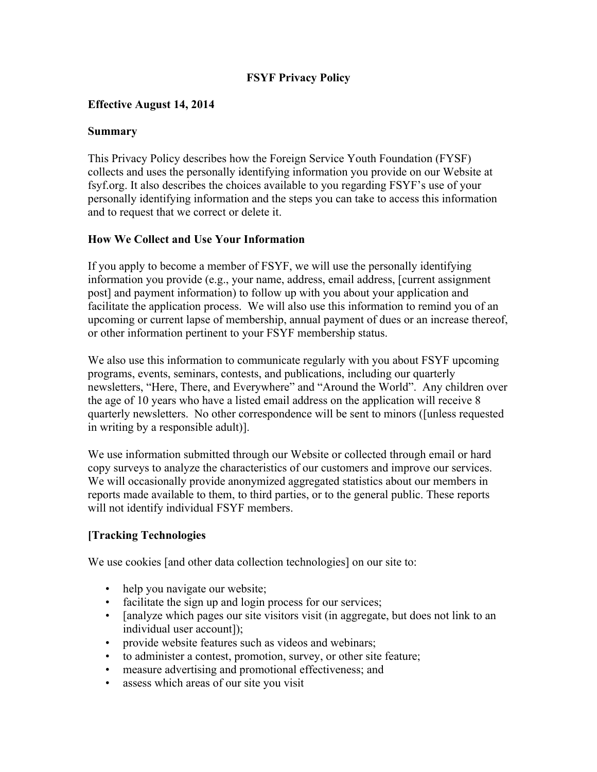**FSYF Privacy Policy**

**Effective August 14, 2014**

**Summary**

This Privacy Policy describes how the Foreign Service Youth Foundation (FYSF) collects and uses the personally identifying information you provide on our Website at fsyf.org. It also describes the choices available to you regarding FSYF's use of your personally identifying information and the steps you can take to access this information and to request that we correct or delete it.

**How We Collect and Use Your Information**

If you apply to become a member of FSYF, we will use the personally identifying information you provide (e.g., your name, address, email address, [current assignment post] and payment information) to follow up with you about your application and facilitate the application process. We will also use this information to remind you of an upcoming or current lapse of membership, annual payment of dues or an increase thereof, or other information pertinent to your FSYF membership status.

We also use this information to communicate regularly with you about FSYF upcoming programs, events, seminars, contests, and publications, including our quarterly newsletters, "Here, There, and Everywhere" and "Around the World". Any children over the age of 10 years who have a listed email address on the application will receive 8 quarterly newsletters. No other correspondence will be sent to minors ([unless requested in writing by a responsible adult)].

We use information submitted through our Website or collected through email or hard copy surveys to analyze the characteristics of our customers and improve our services. We will occasionally provide anonymized aggregated statistics about our members in reports made available to them, to third parties, or to the general public. These reports will not identify individual FSYF members.

**[Tracking Technologies**

We use cookies [and other data collection technologies] on our site to:

- help you navigate our website;
- facilitate the sign up and login process for our services;
- [analyze which pages our site visitors visit (in aggregate, but does not link to an individual user account]);
- provide website features such as videos and webinars;
- to administer a contest, promotion, survey, or other site feature;
- measure advertising and promotional effectiveness; and
- assess which areas of our site you visit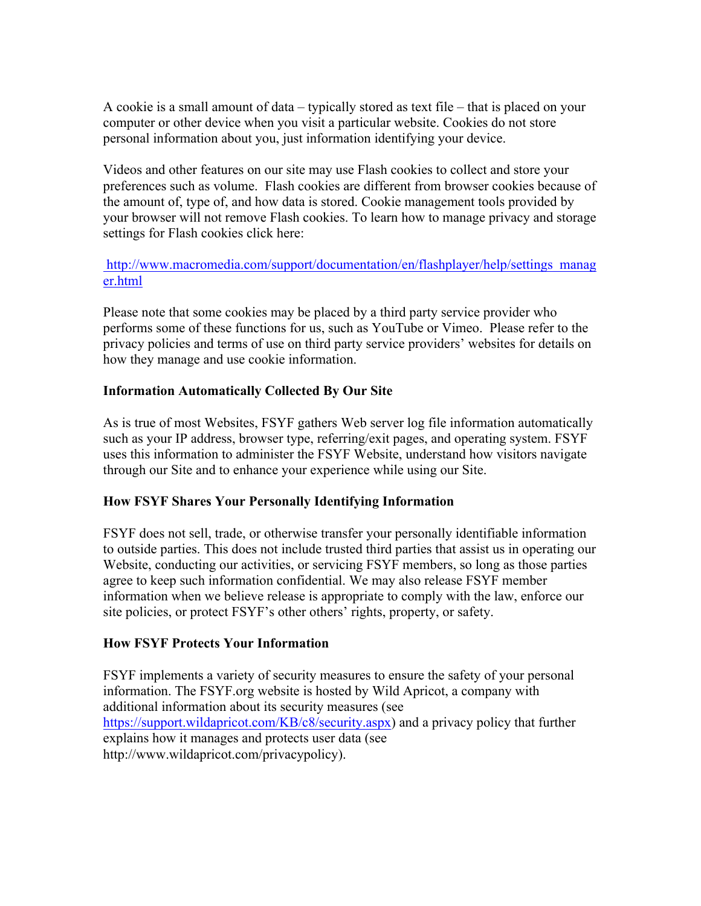A cookie is a small amount of data – typically stored as text file – that is placed on your computer or other device when you visit a particular website. Cookies do not store personal information about you, just information identifying your device.

Videos and other features on our site may use Flash cookies to collect and store your preferences such as volume. Flash cookies are different from browser cookies because of the amount of, type of, and how data is stored. Cookie management tools provided by your browser will not remove Flash cookies. To learn how to manage privacy and storage settings for Flash cookies click here:

http://www.macromedia.com/support/documentation/en/flashplayer/help/settings_manager.html

Please note that some cookies may be placed by a third party service provider who performs some of these functions for us, such as YouTube or Vimeo. Please refer to the privacy policies and terms of use on third party service providers' websites for details on how they manage and use cookie information.

**Information Automatically Collected By Our Site**

As is true of most Websites, FSYF gathers Web server log file information automatically such as your IP address, browser type, referring/exit pages, and operating system. FSYF uses this information to administer the FSYF Website, understand how visitors navigate through our Site and to enhance your experience while using our Site.

**How FSYF Shares Your Personally Identifying Information**

FSYF does not sell, trade, or otherwise transfer your personally identifiable information to outside parties. This does not include trusted third parties that assist us in operating our Website, conducting our activities, or servicing FSYF members, so long as those parties agree to keep such information confidential. We may also release FSYF member information when we believe release is appropriate to comply with the law, enforce our site policies, or protect FSYF's other others' rights, property, or safety.

**How FSYF Protects Your Information**

FSYF implements a variety of security measures to ensure the safety of your personal information. The FSYF.org website is hosted by Wild Apricot, a company with additional information about its security measures (see https://support.wildapricot.com/KB/c8/security.aspx) and a privacy policy that further explains how it manages and protects user data (see http://www.wildapricot.com/privacypolicy).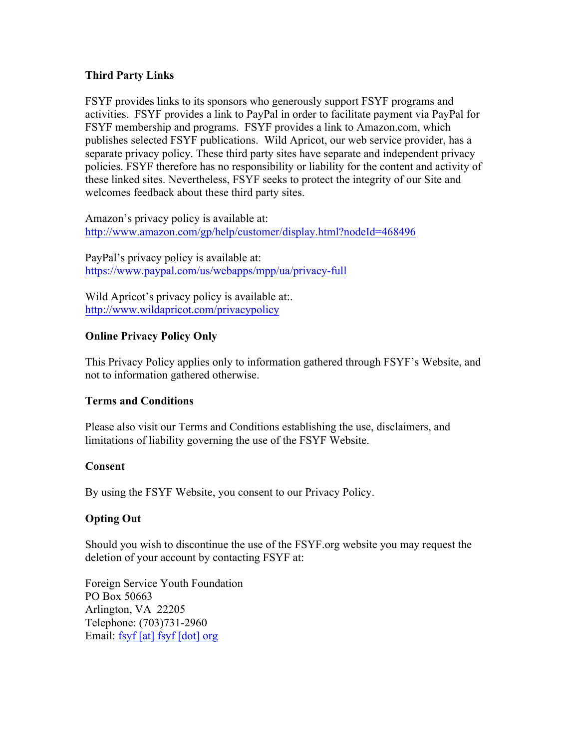**Third Party Links**

FSYF provides links to its sponsors who generously support FSYF programs and activities. FSYF provides a link to PayPal in order to facilitate payment via PayPal for FSYF membership and programs. FSYF provides a link to Amazon.com, which publishes selected FSYF publications. Wild Apricot, our web service provider, has a separate privacy policy. These third party sites have separate and independent privacy policies. FSYF therefore has no responsibility or liability for the content and activity of these linked sites. Nevertheless, FSYF seeks to protect the integrity of our Site and welcomes feedback about these third party sites.

Amazon's privacy policy is available at:
[http://www.amazon.com/gp/help/customer/display.html?nodeId=468496](http://www.amazon.com/gp/help/customer/display.html?nodeId=468496)

PayPal's privacy policy is available at:
[https://www.paypal.com/us/webapps/mpp/ua/privacy-full](https://www.paypal.com/us/webapps/mpp/ua/privacy-full)

Wild Apricot's privacy policy is available at:.
[http://www.wildapricot.com/privacypolicy](http://www.wildapricot.com/privacypolicy)

**Online Privacy Policy Only**

This Privacy Policy applies only to information gathered through FSYF's Website, and not to information gathered otherwise.

**Terms and Conditions**

Please also visit our Terms and Conditions establishing the use, disclaimers, and limitations of liability governing the use of the FSYF Website.

**Consent**

By using the FSYF Website, you consent to our Privacy Policy.

**Opting Out**

Should you wish to discontinue the use of the FSYF.org website you may request the deletion of your account by contacting FSYF at:

Foreign Service Youth Foundation
PO Box 50663
Arlington, VA 22205
Telephone: (703)731-2960
Email: fsyf [at] fsyf [dot] org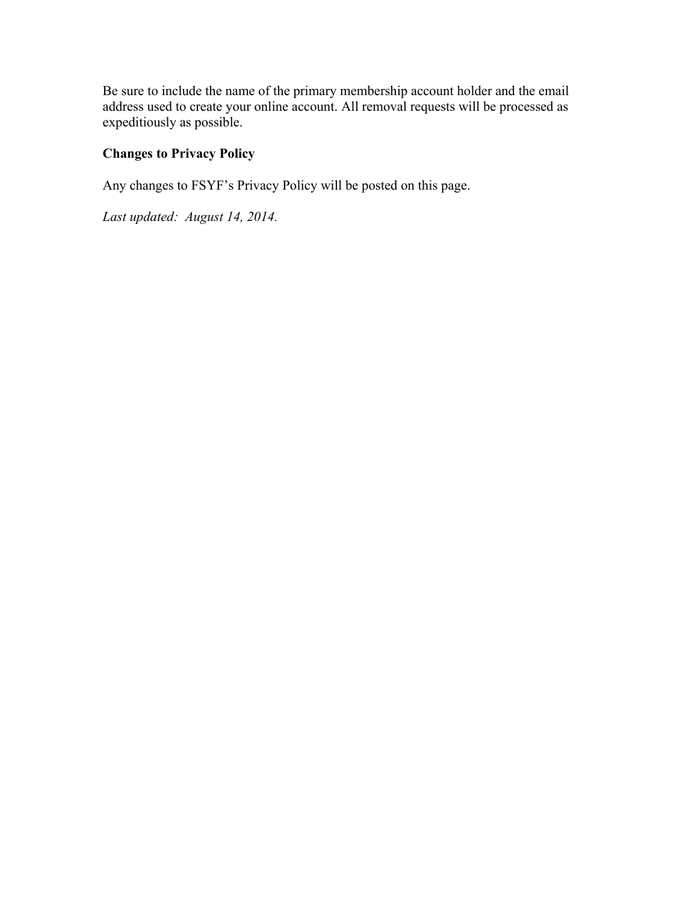Be sure to include the name of the primary membership account holder and the email address used to create your online account. All removal requests will be processed as expeditiously as possible.

**Changes to Privacy Policy**

Any changes to FSYF's Privacy Policy will be posted on this page.

*Last updated: August 14, 2014.*